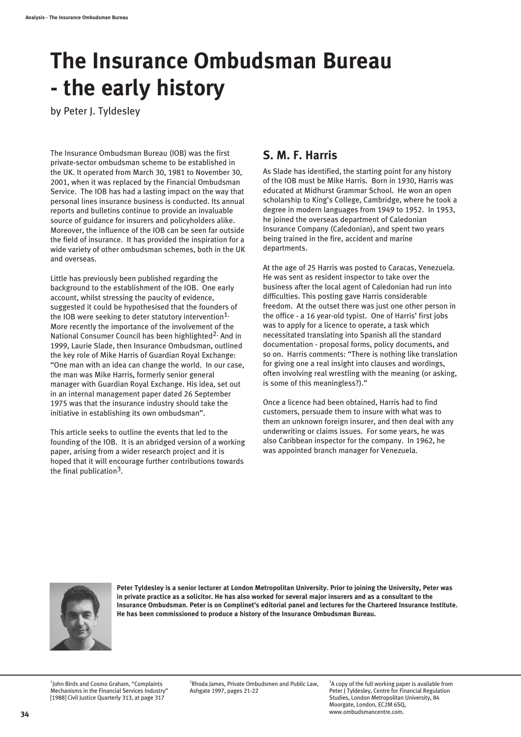# The Insurance Ombudsman Bureau - the early history

by Peter J. Tyldesley

The Insurance Ombudsman Bureau (IOB) was the first private-sector ombudsman scheme to be established in the UK. It operated from March 30, 1981 to November 30, 2001, when it was replaced by the Financial Ombudsman Service. The IOB has had a lasting impact on the way that personal lines insurance business is conducted. Its annual reports and bulletins continue to provide an invaluable source of guidance for insurers and policyholders alike. Moreover, the influence of the IOB can be seen far outside the field of insurance. It has provided the inspiration for a wide variety of other ombudsman schemes, both in the UK and overseas.

Little has previously been published regarding the background to the establishment of the IOB. One early account, whilst stressing the paucity of evidence, suggested it could be hypothesised that the founders of the IOB were seeking to deter statutory intervention[1]. More recently the importance of the involvement of the National Consumer Council has been highlighted[2]. And in 1999, Laurie Slade, then Insurance Ombudsman, outlined the key role of Mike Harris of Guardian Royal Exchange: "One man with an idea can change the world. In our case, the man was Mike Harris, formerly senior general manager with Guardian Royal Exchange. His idea, set out in an internal management paper dated 26 September 1975 was that the insurance industry should take the initiative in establishing its own ombudsman".

This article seeks to outline the events that led to the founding of the IOB. It is an abridged version of a working paper, arising from a wider research project and it is hoped that it will encourage further contributions towards the final publication[3].

## S. M. F. Harris

As Slade has identified, the starting point for any history of the IOB must be Mike Harris. Born in 1930, Harris was educated at Midhurst Grammar School. He won an open scholarship to King's College, Cambridge, where he took a degree in modern languages from 1949 to 1952. In 1953, he joined the overseas department of Caledonian Insurance Company (Caledonian), and spent two years being trained in the fire, accident and marine departments.

At the age of 25 Harris was posted to Caracas, Venezuela. He was sent as resident inspector to take over the business after the local agent of Caledonian had run into difficulties. This posting gave Harris considerable freedom. At the outset there was just one other person in the office - a 16 year-old typist. One of Harris' first jobs was to apply for a licence to operate, a task which necessitated translating into Spanish all the standard documentation - proposal forms, policy documents, and so on. Harris comments: "There is nothing like translation for giving one a real insight into clauses and wordings, often involving real wrestling with the meaning (or asking, is some of this meaningless?)."

Once a licence had been obtained, Harris had to find customers, persuade them to insure with what was to them an unknown foreign insurer, and then deal with any underwriting or claims issues. For some years, he was also Caribbean inspector for the company. In 1962, he was appointed branch manager for Venezuela.

**Peter Tyldesley is a senior lecturer at London Metropolitan University. Prior to joining the University, Peter was in private practice as a solicitor. He has also worked for several major insurers and as a consultant to the Insurance Ombudsman. Peter is on Complinet's editorial panel and lectures for the Chartered Insurance Institute. He has been commissioned to produce a history of the Insurance Ombudsman Bureau.**

[1] John Birds and Cosmo Graham, "Complaints Mechanisms in the Financial Services Industry" [1988] Civil Justice Quarterly 313, at page 317

[2] Rhoda James, Private Ombudsmen and Public Law, Ashgate 1997, pages 21-22

[3] A copy of the full working paper is available from Peter J Tyldesley, Centre for Financial Regulation Studies, London Metropolitan University, 84 Moorgate, London, EC2M 6SQ, www.ombudsmancentre.com.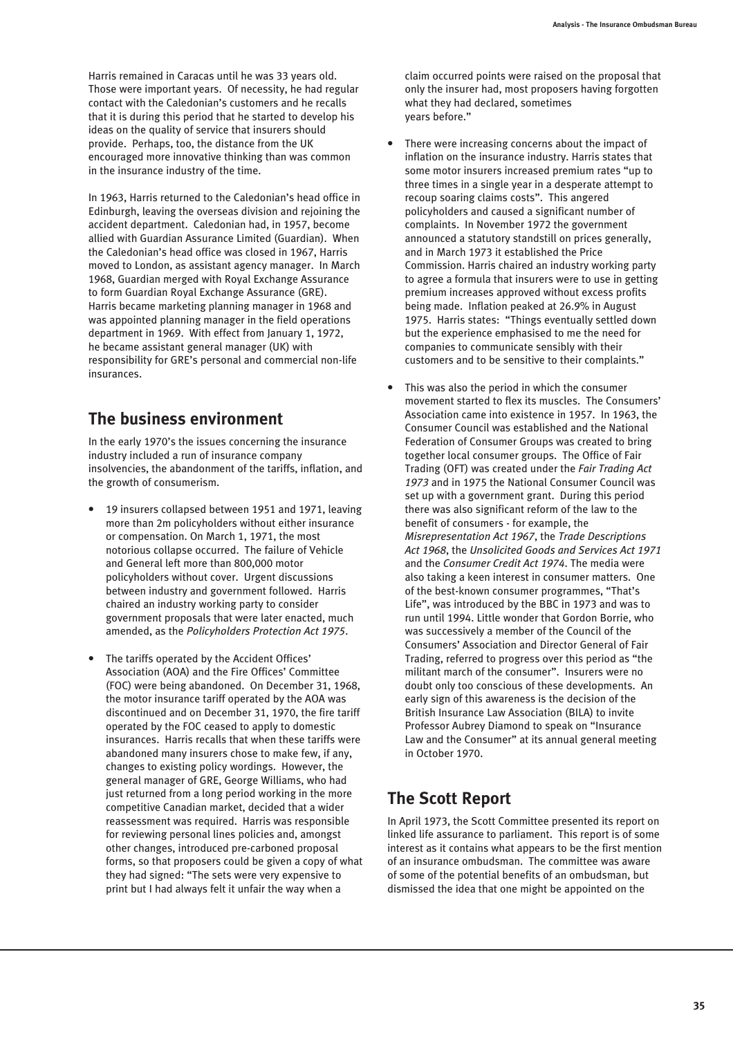Harris remained in Caracas until he was 33 years old. Those were important years. Of necessity, he had regular contact with the Caledonian's customers and he recalls that it is during this period that he started to develop his ideas on the quality of service that insurers should provide. Perhaps, too, the distance from the UK encouraged more innovative thinking than was common in the insurance industry of the time.

In 1963, Harris returned to the Caledonian's head office in Edinburgh, leaving the overseas division and rejoining the accident department. Caledonian had, in 1957, become allied with Guardian Assurance Limited (Guardian). When the Caledonian's head office was closed in 1967, Harris moved to London, as assistant agency manager. In March 1968, Guardian merged with Royal Exchange Assurance to form Guardian Royal Exchange Assurance (GRE). Harris became marketing planning manager in 1968 and was appointed planning manager in the field operations department in 1969. With effect from January 1, 1972, he became assistant general manager (UK) with responsibility for GRE's personal and commercial non-life insurances.

## The business environment

In the early 1970's the issues concerning the insurance industry included a run of insurance company insolvencies, the abandonment of the tariffs, inflation, and the growth of consumerism.

- 19 insurers collapsed between 1951 and 1971, leaving more than 2m policyholders without either insurance or compensation. On March 1, 1971, the most notorious collapse occurred. The failure of Vehicle and General left more than 800,000 motor policyholders without cover. Urgent discussions between industry and government followed. Harris chaired an industry working party to consider government proposals that were later enacted, much amended, as the *Policyholders Protection Act 1975*.
- The tariffs operated by the Accident Offices' Association (AOA) and the Fire Offices' Committee (FOC) were being abandoned. On December 31, 1968, the motor insurance tariff operated by the AOA was discontinued and on December 31, 1970, the fire tariff operated by the FOC ceased to apply to domestic insurances. Harris recalls that when these tariffs were abandoned many insurers chose to make few, if any, changes to existing policy wordings. However, the general manager of GRE, George Williams, who had just returned from a long period working in the more competitive Canadian market, decided that a wider reassessment was required. Harris was responsible for reviewing personal lines policies and, amongst other changes, introduced pre-carboned proposal forms, so that proposers could be given a copy of what they had signed: "The sets were very expensive to print but I had always felt it unfair the way when a claim occurred points were raised on the proposal that only the insurer had, most proposers having forgotten what they had declared, sometimes years before."
- There were increasing concerns about the impact of inflation on the insurance industry. Harris states that some motor insurers increased premium rates "up to three times in a single year in a desperate attempt to recoup soaring claims costs". This angered policyholders and caused a significant number of complaints. In November 1972 the government announced a statutory standstill on prices generally, and in March 1973 it established the Price Commission. Harris chaired an industry working party to agree a formula that insurers were to use in getting premium increases approved without excess profits being made. Inflation peaked at 26.9% in August 1975. Harris states: "Things eventually settled down but the experience emphasised to me the need for companies to communicate sensibly with their customers and to be sensitive to their complaints."
- This was also the period in which the consumer movement started to flex its muscles. The Consumers' Association came into existence in 1957. In 1963, the Consumer Council was established and the National Federation of Consumer Groups was created to bring together local consumer groups. The Office of Fair Trading (OFT) was created under the *Fair Trading Act 1973* and in 1975 the National Consumer Council was set up with a government grant. During this period there was also significant reform of the law to the benefit of consumers - for example, the *Misrepresentation Act 1967*, the *Trade Descriptions Act 1968*, the *Unsolicited Goods and Services Act 1971* and the *Consumer Credit Act 1974*. The media were also taking a keen interest in consumer matters. One of the best-known consumer programmes, "That's Life", was introduced by the BBC in 1973 and was to run until 1994. Little wonder that Gordon Borrie, who was successively a member of the Council of the Consumers' Association and Director General of Fair Trading, referred to progress over this period as "the militant march of the consumer". Insurers were no doubt only too conscious of these developments. An early sign of this awareness is the decision of the British Insurance Law Association (BILA) to invite Professor Aubrey Diamond to speak on "Insurance Law and the Consumer" at its annual general meeting in October 1970.

## The Scott Report

In April 1973, the Scott Committee presented its report on linked life assurance to parliament. This report is of some interest as it contains what appears to be the first mention of an insurance ombudsman. The committee was aware of some of the potential benefits of an ombudsman, but dismissed the idea that one might be appointed on the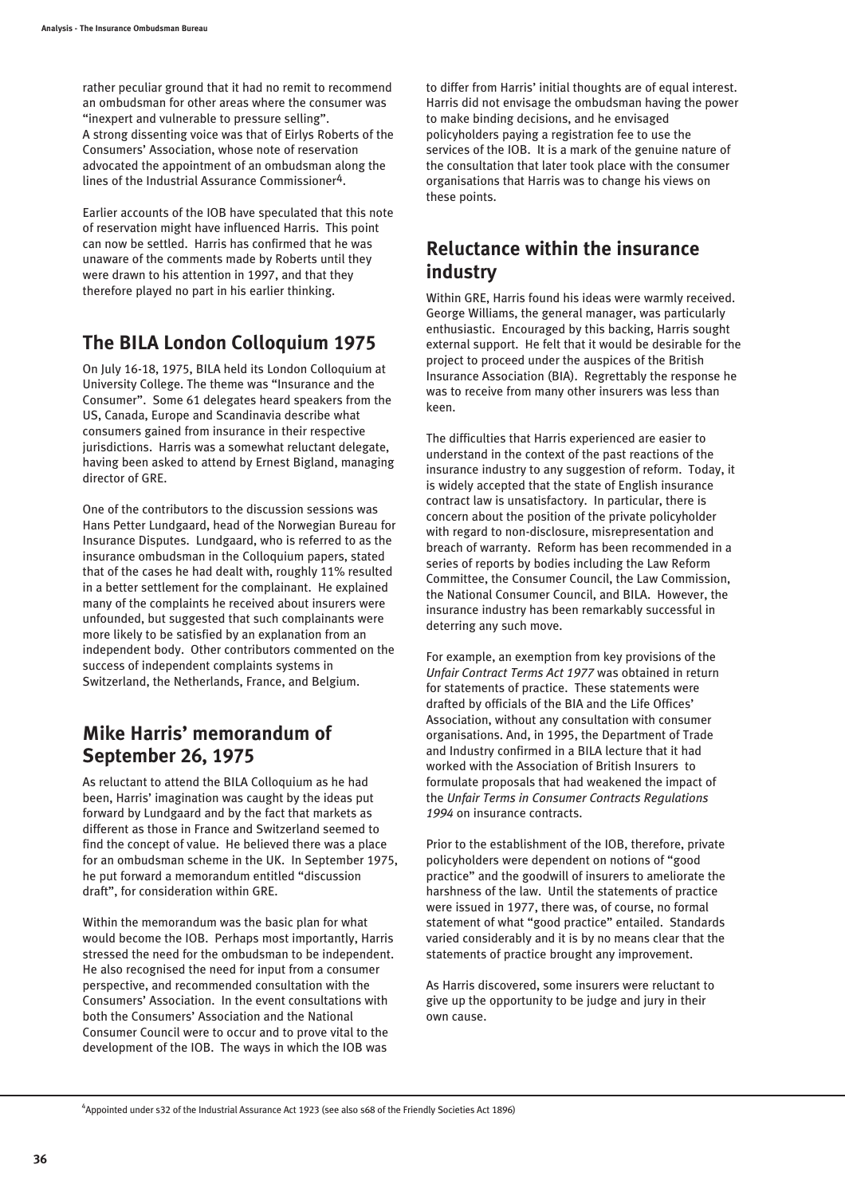rather peculiar ground that it had no remit to recommend an ombudsman for other areas where the consumer was "inexpert and vulnerable to pressure selling". A strong dissenting voice was that of Eirlys Roberts of the Consumers' Association, whose note of reservation advocated the appointment of an ombudsman along the lines of the Industrial Assurance Commissioner[4].

Earlier accounts of the IOB have speculated that this note of reservation might have influenced Harris. This point can now be settled. Harris has confirmed that he was unaware of the comments made by Roberts until they were drawn to his attention in 1997, and that they therefore played no part in his earlier thinking.

## The BILA London Colloquium 1975

On July 16-18, 1975, BILA held its London Colloquium at University College. The theme was "Insurance and the Consumer". Some 61 delegates heard speakers from the US, Canada, Europe and Scandinavia describe what consumers gained from insurance in their respective jurisdictions. Harris was a somewhat reluctant delegate, having been asked to attend by Ernest Bigland, managing director of GRE.

One of the contributors to the discussion sessions was Hans Petter Lundgaard, head of the Norwegian Bureau for Insurance Disputes. Lundgaard, who is referred to as the insurance ombudsman in the Colloquium papers, stated that of the cases he had dealt with, roughly 11% resulted in a better settlement for the complainant. He explained many of the complaints he received about insurers were unfounded, but suggested that such complainants were more likely to be satisfied by an explanation from an independent body. Other contributors commented on the success of independent complaints systems in Switzerland, the Netherlands, France, and Belgium.

## Mike Harris' memorandum of September 26, 1975

As reluctant to attend the BILA Colloquium as he had been, Harris' imagination was caught by the ideas put forward by Lundgaard and by the fact that markets as different as those in France and Switzerland seemed to find the concept of value. He believed there was a place for an ombudsman scheme in the UK. In September 1975, he put forward a memorandum entitled "discussion draft", for consideration within GRE.

Within the memorandum was the basic plan for what would become the IOB. Perhaps most importantly, Harris stressed the need for the ombudsman to be independent. He also recognised the need for input from a consumer perspective, and recommended consultation with the Consumers' Association. In the event consultations with both the Consumers' Association and the National Consumer Council were to occur and to prove vital to the development of the IOB. The ways in which the IOB was to differ from Harris' initial thoughts are of equal interest. Harris did not envisage the ombudsman having the power to make binding decisions, and he envisaged policyholders paying a registration fee to use the services of the IOB. It is a mark of the genuine nature of the consultation that later took place with the consumer organisations that Harris was to change his views on these points.

## Reluctance within the insurance industry

Within GRE, Harris found his ideas were warmly received. George Williams, the general manager, was particularly enthusiastic. Encouraged by this backing, Harris sought external support. He felt that it would be desirable for the project to proceed under the auspices of the British Insurance Association (BIA). Regrettably the response he was to receive from many other insurers was less than keen.

The difficulties that Harris experienced are easier to understand in the context of the past reactions of the insurance industry to any suggestion of reform. Today, it is widely accepted that the state of English insurance contract law is unsatisfactory. In particular, there is concern about the position of the private policyholder with regard to non-disclosure, misrepresentation and breach of warranty. Reform has been recommended in a series of reports by bodies including the Law Reform Committee, the Consumer Council, the Law Commission, the National Consumer Council, and BILA. However, the insurance industry has been remarkably successful in deterring any such move.

For example, an exemption from key provisions of the *Unfair Contract Terms Act 1977* was obtained in return for statements of practice. These statements were drafted by officials of the BIA and the Life Offices' Association, without any consultation with consumer organisations. And, in 1995, the Department of Trade and Industry confirmed in a BILA lecture that it had worked with the Association of British Insurers to formulate proposals that had weakened the impact of the *Unfair Terms in Consumer Contracts Regulations 1994* on insurance contracts.

Prior to the establishment of the IOB, therefore, private policyholders were dependent on notions of "good practice" and the goodwill of insurers to ameliorate the harshness of the law. Until the statements of practice were issued in 1977, there was, of course, no formal statement of what "good practice" entailed. Standards varied considerably and it is by no means clear that the statements of practice brought any improvement.

As Harris discovered, some insurers were reluctant to give up the opportunity to be judge and jury in their own cause.

[4] Appointed under s32 of the Industrial Assurance Act 1923 (see also s68 of the Friendly Societies Act 1896)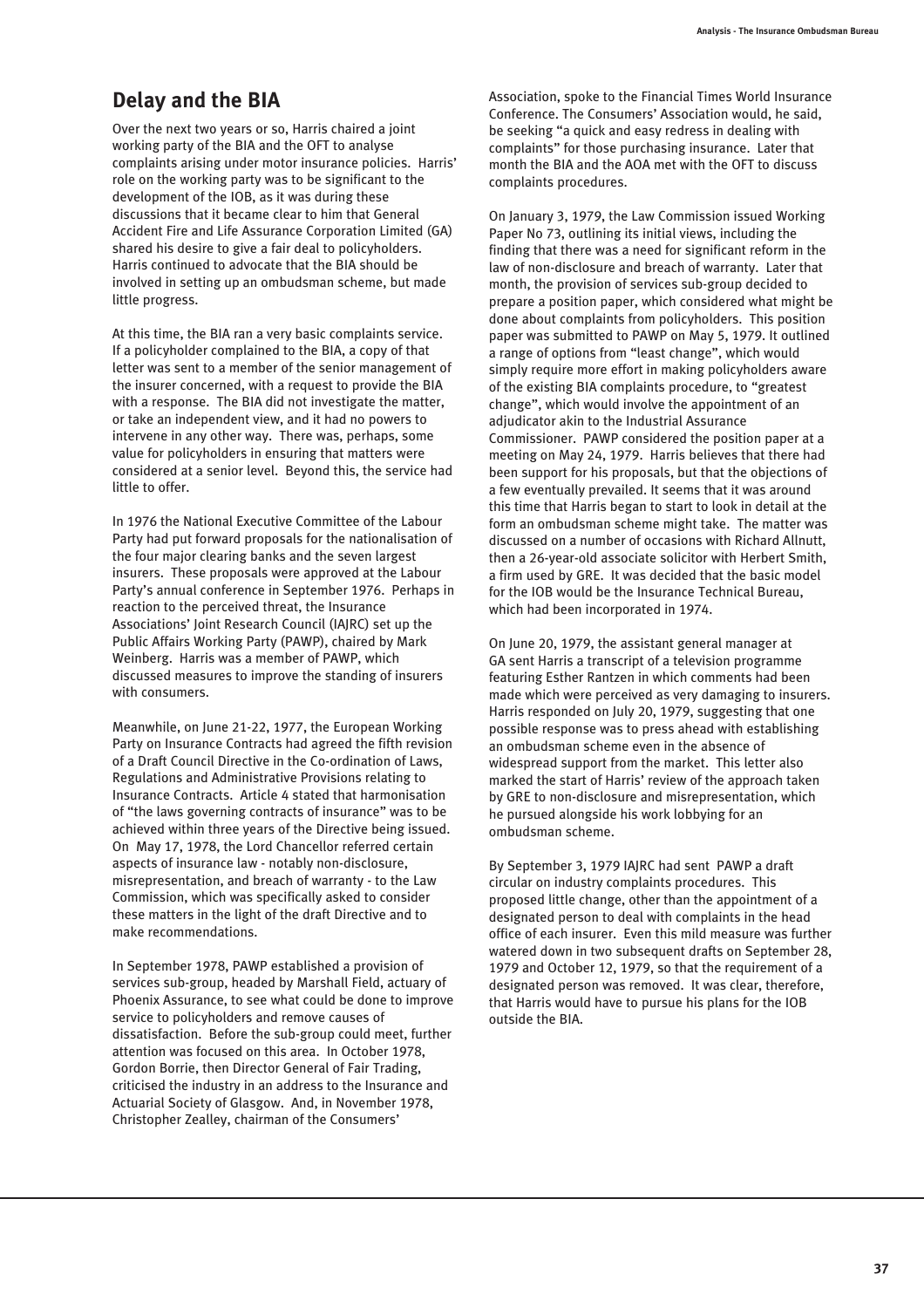## Delay and the BIA

Over the next two years or so, Harris chaired a joint working party of the BIA and the OFT to analyse complaints arising under motor insurance policies. Harris' role on the working party was to be significant to the development of the IOB, as it was during these discussions that it became clear to him that General Accident Fire and Life Assurance Corporation Limited (GA) shared his desire to give a fair deal to policyholders. Harris continued to advocate that the BIA should be involved in setting up an ombudsman scheme, but made little progress.

At this time, the BIA ran a very basic complaints service. If a policyholder complained to the BIA, a copy of that letter was sent to a member of the senior management of the insurer concerned, with a request to provide the BIA with a response. The BIA did not investigate the matter, or take an independent view, and it had no powers to intervene in any other way. There was, perhaps, some value for policyholders in ensuring that matters were considered at a senior level. Beyond this, the service had little to offer.

In 1976 the National Executive Committee of the Labour Party had put forward proposals for the nationalisation of the four major clearing banks and the seven largest insurers. These proposals were approved at the Labour Party's annual conference in September 1976. Perhaps in reaction to the perceived threat, the Insurance Associations' Joint Research Council (IAJRC) set up the Public Affairs Working Party (PAWP), chaired by Mark Weinberg. Harris was a member of PAWP, which discussed measures to improve the standing of insurers with consumers.

Meanwhile, on June 21-22, 1977, the European Working Party on Insurance Contracts had agreed the fifth revision of a Draft Council Directive in the Co-ordination of Laws, Regulations and Administrative Provisions relating to Insurance Contracts. Article 4 stated that harmonisation of "the laws governing contracts of insurance" was to be achieved within three years of the Directive being issued. On May 17, 1978, the Lord Chancellor referred certain aspects of insurance law - notably non-disclosure, misrepresentation, and breach of warranty - to the Law Commission, which was specifically asked to consider these matters in the light of the draft Directive and to make recommendations.

In September 1978, PAWP established a provision of services sub-group, headed by Marshall Field, actuary of Phoenix Assurance, to see what could be done to improve service to policyholders and remove causes of dissatisfaction. Before the sub-group could meet, further attention was focused on this area. In October 1978, Gordon Borrie, then Director General of Fair Trading, criticised the industry in an address to the Insurance and Actuarial Society of Glasgow. And, in November 1978, Christopher Zealley, chairman of the Consumers' Association, spoke to the Financial Times World Insurance Conference. The Consumers' Association would, he said, be seeking "a quick and easy redress in dealing with complaints" for those purchasing insurance. Later that month the BIA and the AOA met with the OFT to discuss complaints procedures.

On January 3, 1979, the Law Commission issued Working Paper No 73, outlining its initial views, including the finding that there was a need for significant reform in the law of non-disclosure and breach of warranty. Later that month, the provision of services sub-group decided to prepare a position paper, which considered what might be done about complaints from policyholders. This position paper was submitted to PAWP on May 5, 1979. It outlined a range of options from "least change", which would simply require more effort in making policyholders aware of the existing BIA complaints procedure, to "greatest change", which would involve the appointment of an adjudicator akin to the Industrial Assurance Commissioner. PAWP considered the position paper at a meeting on May 24, 1979. Harris believes that there had been support for his proposals, but that the objections of a few eventually prevailed. It seems that it was around this time that Harris began to start to look in detail at the form an ombudsman scheme might take. The matter was discussed on a number of occasions with Richard Allnutt, then a 26-year-old associate solicitor with Herbert Smith, a firm used by GRE. It was decided that the basic model for the IOB would be the Insurance Technical Bureau, which had been incorporated in 1974.

On June 20, 1979, the assistant general manager at GA sent Harris a transcript of a television programme featuring Esther Rantzen in which comments had been made which were perceived as very damaging to insurers. Harris responded on July 20, 1979, suggesting that one possible response was to press ahead with establishing an ombudsman scheme even in the absence of widespread support from the market. This letter also marked the start of Harris' review of the approach taken by GRE to non-disclosure and misrepresentation, which he pursued alongside his work lobbying for an ombudsman scheme.

By September 3, 1979 IAJRC had sent PAWP a draft circular on industry complaints procedures. This proposed little change, other than the appointment of a designated person to deal with complaints in the head office of each insurer. Even this mild measure was further watered down in two subsequent drafts on September 28, 1979 and October 12, 1979, so that the requirement of a designated person was removed. It was clear, therefore, that Harris would have to pursue his plans for the IOB outside the BIA.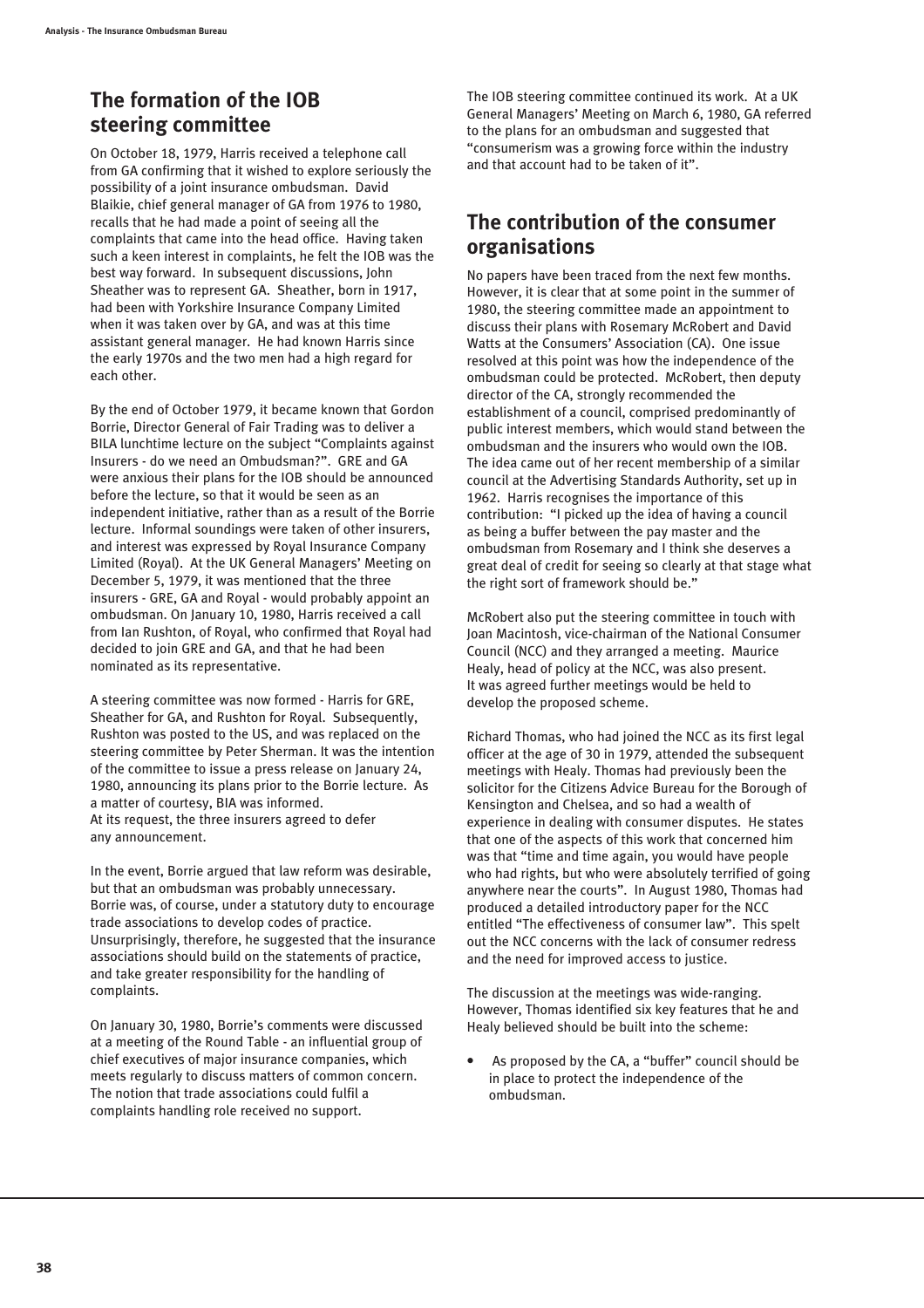## The formation of the IOB steering committee

On October 18, 1979, Harris received a telephone call from GA confirming that it wished to explore seriously the possibility of a joint insurance ombudsman. David Blaikie, chief general manager of GA from 1976 to 1980, recalls that he had made a point of seeing all the complaints that came into the head office. Having taken such a keen interest in complaints, he felt the IOB was the best way forward. In subsequent discussions, John Sheather was to represent GA. Sheather, born in 1917, had been with Yorkshire Insurance Company Limited when it was taken over by GA, and was at this time assistant general manager. He had known Harris since the early 1970s and the two men had a high regard for each other.

By the end of October 1979, it became known that Gordon Borrie, Director General of Fair Trading was to deliver a BILA lunchtime lecture on the subject "Complaints against Insurers - do we need an Ombudsman?". GRE and GA were anxious their plans for the IOB should be announced before the lecture, so that it would be seen as an independent initiative, rather than as a result of the Borrie lecture. Informal soundings were taken of other insurers, and interest was expressed by Royal Insurance Company Limited (Royal). At the UK General Managers' Meeting on December 5, 1979, it was mentioned that the three insurers - GRE, GA and Royal - would probably appoint an ombudsman. On January 10, 1980, Harris received a call from Ian Rushton, of Royal, who confirmed that Royal had decided to join GRE and GA, and that he had been nominated as its representative.

A steering committee was now formed - Harris for GRE, Sheather for GA, and Rushton for Royal. Subsequently, Rushton was posted to the US, and was replaced on the steering committee by Peter Sherman. It was the intention of the committee to issue a press release on January 24, 1980, announcing its plans prior to the Borrie lecture. As a matter of courtesy, BIA was informed. At its request, the three insurers agreed to defer any announcement.

In the event, Borrie argued that law reform was desirable, but that an ombudsman was probably unnecessary. Borrie was, of course, under a statutory duty to encourage trade associations to develop codes of practice. Unsurprisingly, therefore, he suggested that the insurance associations should build on the statements of practice, and take greater responsibility for the handling of complaints.

On January 30, 1980, Borrie's comments were discussed at a meeting of the Round Table - an influential group of chief executives of major insurance companies, which meets regularly to discuss matters of common concern. The notion that trade associations could fulfil a complaints handling role received no support.

The IOB steering committee continued its work. At a UK General Managers' Meeting on March 6, 1980, GA referred to the plans for an ombudsman and suggested that "consumerism was a growing force within the industry and that account had to be taken of it".

## The contribution of the consumer organisations

No papers have been traced from the next few months. However, it is clear that at some point in the summer of 1980, the steering committee made an appointment to discuss their plans with Rosemary McRobert and David Watts at the Consumers' Association (CA). One issue resolved at this point was how the independence of the ombudsman could be protected. McRobert, then deputy director of the CA, strongly recommended the establishment of a council, comprised predominantly of public interest members, which would stand between the ombudsman and the insurers who would own the IOB. The idea came out of her recent membership of a similar council at the Advertising Standards Authority, set up in 1962. Harris recognises the importance of this contribution: "I picked up the idea of having a council as being a buffer between the pay master and the ombudsman from Rosemary and I think she deserves a great deal of credit for seeing so clearly at that stage what the right sort of framework should be."

McRobert also put the steering committee in touch with Joan Macintosh, vice-chairman of the National Consumer Council (NCC) and they arranged a meeting. Maurice Healy, head of policy at the NCC, was also present. It was agreed further meetings would be held to develop the proposed scheme.

Richard Thomas, who had joined the NCC as its first legal officer at the age of 30 in 1979, attended the subsequent meetings with Healy. Thomas had previously been the solicitor for the Citizens Advice Bureau for the Borough of Kensington and Chelsea, and so had a wealth of experience in dealing with consumer disputes. He states that one of the aspects of this work that concerned him was that "time and time again, you would have people who had rights, but who were absolutely terrified of going anywhere near the courts". In August 1980, Thomas had produced a detailed introductory paper for the NCC entitled "The effectiveness of consumer law". This spelt out the NCC concerns with the lack of consumer redress and the need for improved access to justice.

The discussion at the meetings was wide-ranging. However, Thomas identified six key features that he and Healy believed should be built into the scheme:

- As proposed by the CA, a "buffer" council should be in place to protect the independence of the ombudsman.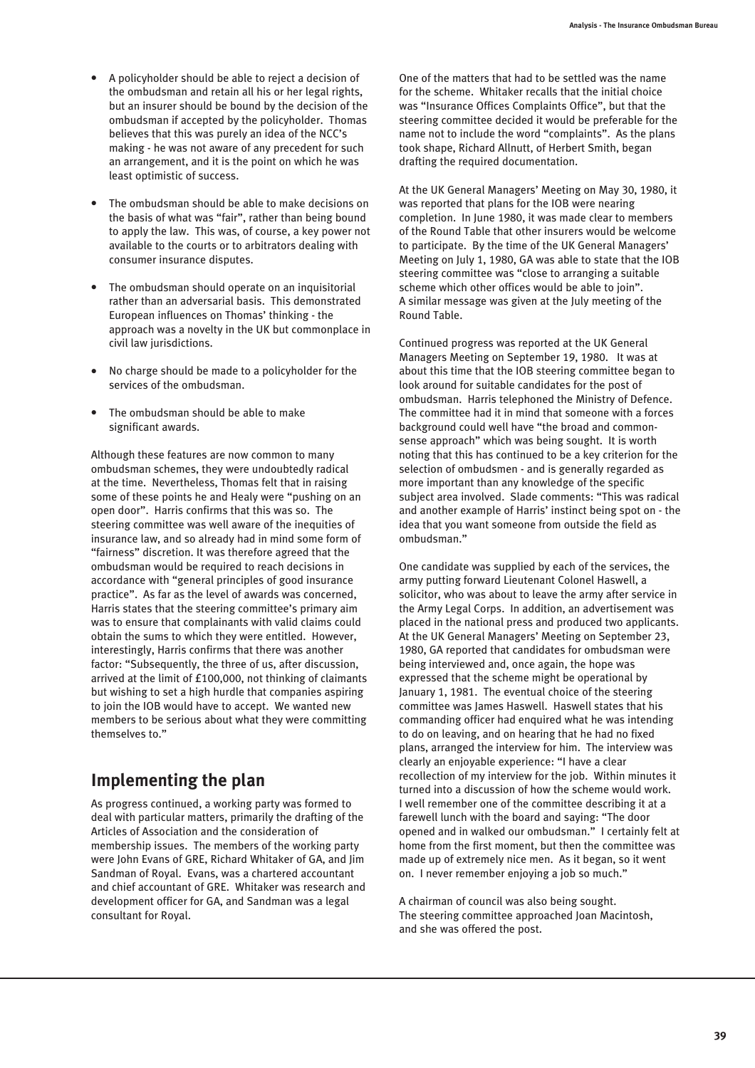- A policyholder should be able to reject a decision of the ombudsman and retain all his or her legal rights, but an insurer should be bound by the decision of the ombudsman if accepted by the policyholder. Thomas believes that this was purely an idea of the NCC's making - he was not aware of any precedent for such an arrangement, and it is the point on which he was least optimistic of success.
- The ombudsman should be able to make decisions on the basis of what was "fair", rather than being bound to apply the law. This was, of course, a key power not available to the courts or to arbitrators dealing with consumer insurance disputes.
- The ombudsman should operate on an inquisitorial rather than an adversarial basis. This demonstrated European influences on Thomas' thinking - the approach was a novelty in the UK but commonplace in civil law jurisdictions.
- No charge should be made to a policyholder for the services of the ombudsman.
- The ombudsman should be able to make significant awards.

Although these features are now common to many ombudsman schemes, they were undoubtedly radical at the time. Nevertheless, Thomas felt that in raising some of these points he and Healy were "pushing on an open door". Harris confirms that this was so. The steering committee was well aware of the inequities of insurance law, and so already had in mind some form of "fairness" discretion. It was therefore agreed that the ombudsman would be required to reach decisions in accordance with "general principles of good insurance practice". As far as the level of awards was concerned, Harris states that the steering committee's primary aim was to ensure that complainants with valid claims could obtain the sums to which they were entitled. However, interestingly, Harris confirms that there was another factor: "Subsequently, the three of us, after discussion, arrived at the limit of £100,000, not thinking of claimants but wishing to set a high hurdle that companies aspiring to join the IOB would have to accept. We wanted new members to be serious about what they were committing themselves to."

## Implementing the plan

As progress continued, a working party was formed to deal with particular matters, primarily the drafting of the Articles of Association and the consideration of membership issues. The members of the working party were John Evans of GRE, Richard Whitaker of GA, and Jim Sandman of Royal. Evans, was a chartered accountant and chief accountant of GRE. Whitaker was research and development officer for GA, and Sandman was a legal consultant for Royal.

One of the matters that had to be settled was the name for the scheme. Whitaker recalls that the initial choice was "Insurance Offices Complaints Office", but that the steering committee decided it would be preferable for the name not to include the word "complaints". As the plans took shape, Richard Allnutt, of Herbert Smith, began drafting the required documentation.

At the UK General Managers' Meeting on May 30, 1980, it was reported that plans for the IOB were nearing completion. In June 1980, it was made clear to members of the Round Table that other insurers would be welcome to participate. By the time of the UK General Managers' Meeting on July 1, 1980, GA was able to state that the IOB steering committee was "close to arranging a suitable scheme which other offices would be able to join". A similar message was given at the July meeting of the Round Table.

Continued progress was reported at the UK General Managers Meeting on September 19, 1980. It was at about this time that the IOB steering committee began to look around for suitable candidates for the post of ombudsman. Harris telephoned the Ministry of Defence. The committee had it in mind that someone with a forces background could well have "the broad and common-sense approach" which was being sought. It is worth noting that this has continued to be a key criterion for the selection of ombudsmen - and is generally regarded as more important than any knowledge of the specific subject area involved. Slade comments: "This was radical and another example of Harris' instinct being spot on - the idea that you want someone from outside the field as ombudsman."

One candidate was supplied by each of the services, the army putting forward Lieutenant Colonel Haswell, a solicitor, who was about to leave the army after service in the Army Legal Corps. In addition, an advertisement was placed in the national press and produced two applicants. At the UK General Managers' Meeting on September 23, 1980, GA reported that candidates for ombudsman were being interviewed and, once again, the hope was expressed that the scheme might be operational by January 1, 1981. The eventual choice of the steering committee was James Haswell. Haswell states that his commanding officer had enquired what he was intending to do on leaving, and on hearing that he had no fixed plans, arranged the interview for him. The interview was clearly an enjoyable experience: "I have a clear recollection of my interview for the job. Within minutes it turned into a discussion of how the scheme would work. I well remember one of the committee describing it at a farewell lunch with the board and saying: "The door opened and in walked our ombudsman." I certainly felt at home from the first moment, but then the committee was made up of extremely nice men. As it began, so it went on. I never remember enjoying a job so much."

A chairman of council was also being sought. The steering committee approached Joan Macintosh, and she was offered the post.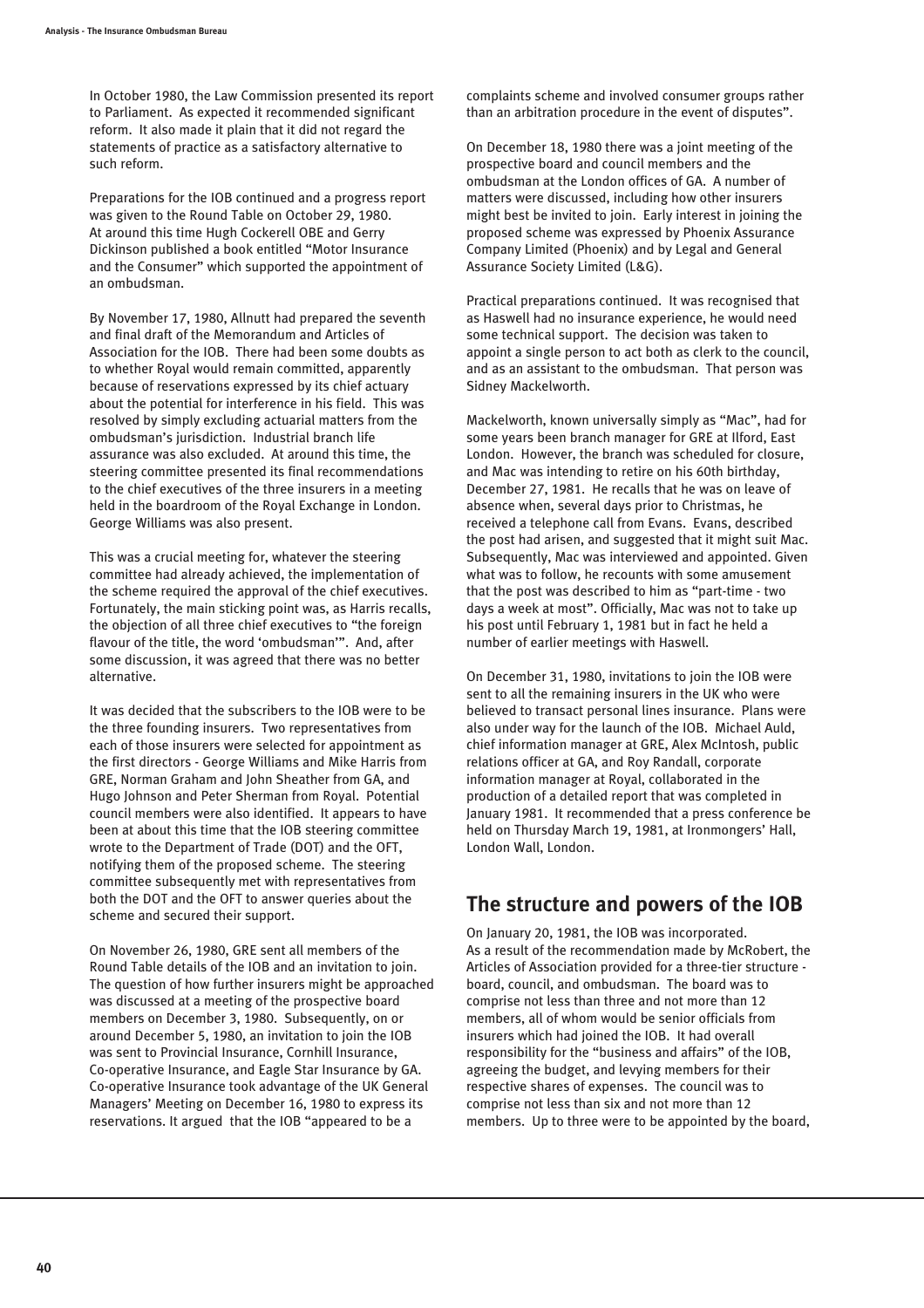In October 1980, the Law Commission presented its report to Parliament. As expected it recommended significant reform. It also made it plain that it did not regard the statements of practice as a satisfactory alternative to such reform.

Preparations for the IOB continued and a progress report was given to the Round Table on October 29, 1980. At around this time Hugh Cockerell OBE and Gerry Dickinson published a book entitled "Motor Insurance and the Consumer" which supported the appointment of an ombudsman.

By November 17, 1980, Allnutt had prepared the seventh and final draft of the Memorandum and Articles of Association for the IOB. There had been some doubts as to whether Royal would remain committed, apparently because of reservations expressed by its chief actuary about the potential for interference in his field. This was resolved by simply excluding actuarial matters from the ombudsman's jurisdiction. Industrial branch life assurance was also excluded. At around this time, the steering committee presented its final recommendations to the chief executives of the three insurers in a meeting held in the boardroom of the Royal Exchange in London. George Williams was also present.

This was a crucial meeting for, whatever the steering committee had already achieved, the implementation of the scheme required the approval of the chief executives. Fortunately, the main sticking point was, as Harris recalls, the objection of all three chief executives to "the foreign flavour of the title, the word 'ombudsman'". And, after some discussion, it was agreed that there was no better alternative.

It was decided that the subscribers to the IOB were to be the three founding insurers. Two representatives from each of those insurers were selected for appointment as the first directors - George Williams and Mike Harris from GRE, Norman Graham and John Sheather from GA, and Hugo Johnson and Peter Sherman from Royal. Potential council members were also identified. It appears to have been at about this time that the IOB steering committee wrote to the Department of Trade (DOT) and the OFT, notifying them of the proposed scheme. The steering committee subsequently met with representatives from both the DOT and the OFT to answer queries about the scheme and secured their support.

On November 26, 1980, GRE sent all members of the Round Table details of the IOB and an invitation to join. The question of how further insurers might be approached was discussed at a meeting of the prospective board members on December 3, 1980. Subsequently, on or around December 5, 1980, an invitation to join the IOB was sent to Provincial Insurance, Cornhill Insurance, Co-operative Insurance, and Eagle Star Insurance by GA. Co-operative Insurance took advantage of the UK General Managers' Meeting on December 16, 1980 to express its reservations. It argued that the IOB "appeared to be a complaints scheme and involved consumer groups rather than an arbitration procedure in the event of disputes".

On December 18, 1980 there was a joint meeting of the prospective board and council members and the ombudsman at the London offices of GA. A number of matters were discussed, including how other insurers might best be invited to join. Early interest in joining the proposed scheme was expressed by Phoenix Assurance Company Limited (Phoenix) and by Legal and General Assurance Society Limited (L&G).

Practical preparations continued. It was recognised that as Haswell had no insurance experience, he would need some technical support. The decision was taken to appoint a single person to act both as clerk to the council, and as an assistant to the ombudsman. That person was Sidney Mackelworth.

Mackelworth, known universally simply as "Mac", had for some years been branch manager for GRE at Ilford, East London. However, the branch was scheduled for closure, and Mac was intending to retire on his 60th birthday, December 27, 1981. He recalls that he was on leave of absence when, several days prior to Christmas, he received a telephone call from Evans. Evans, described the post had arisen, and suggested that it might suit Mac. Subsequently, Mac was interviewed and appointed. Given what was to follow, he recounts with some amusement that the post was described to him as "part-time - two days a week at most". Officially, Mac was not to take up his post until February 1, 1981 but in fact he held a number of earlier meetings with Haswell.

On December 31, 1980, invitations to join the IOB were sent to all the remaining insurers in the UK who were believed to transact personal lines insurance. Plans were also under way for the launch of the IOB. Michael Auld, chief information manager at GRE, Alex McIntosh, public relations officer at GA, and Roy Randall, corporate information manager at Royal, collaborated in the production of a detailed report that was completed in January 1981. It recommended that a press conference be held on Thursday March 19, 1981, at Ironmongers' Hall, London Wall, London.

## The structure and powers of the IOB

On January 20, 1981, the IOB was incorporated. As a result of the recommendation made by McRobert, the Articles of Association provided for a three-tier structure - board, council, and ombudsman. The board was to comprise not less than three and not more than 12 members, all of whom would be senior officials from insurers which had joined the IOB. It had overall responsibility for the "business and affairs" of the IOB, agreeing the budget, and levying members for their respective shares of expenses. The council was to comprise not less than six and not more than 12 members. Up to three were to be appointed by the board,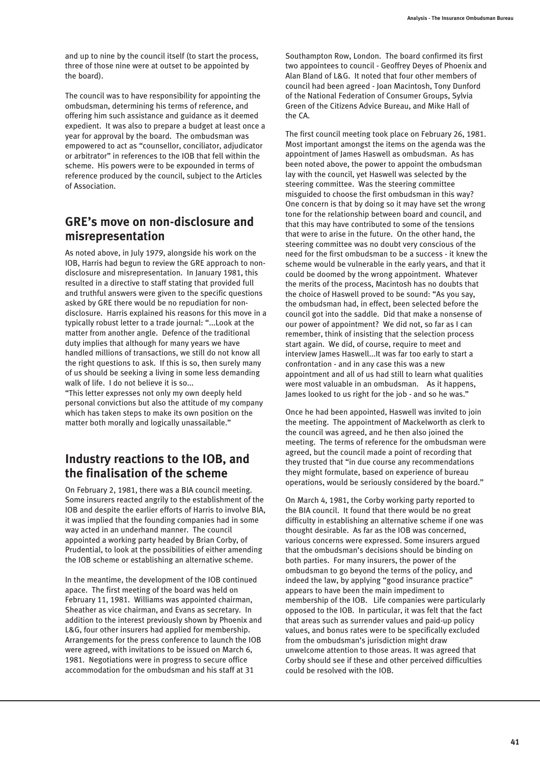and up to nine by the council itself (to start the process, three of those nine were at outset to be appointed by the board).

The council was to have responsibility for appointing the ombudsman, determining his terms of reference, and offering him such assistance and guidance as it deemed expedient. It was also to prepare a budget at least once a year for approval by the board. The ombudsman was empowered to act as "counsellor, conciliator, adjudicator or arbitrator" in references to the IOB that fell within the scheme. His powers were to be expounded in terms of reference produced by the council, subject to the Articles of Association.

## GRE's move on non-disclosure and misrepresentation

As noted above, in July 1979, alongside his work on the IOB, Harris had begun to review the GRE approach to non-disclosure and misrepresentation. In January 1981, this resulted in a directive to staff stating that provided full and truthful answers were given to the specific questions asked by GRE there would be no repudiation for non-disclosure. Harris explained his reasons for this move in a typically robust letter to a trade journal: "...Look at the matter from another angle. Defence of the traditional duty implies that although for many years we have handled millions of transactions, we still do not know all the right questions to ask. If this is so, then surely many of us should be seeking a living in some less demanding walk of life. I do not believe it is so...

"This letter expresses not only my own deeply held personal convictions but also the attitude of my company which has taken steps to make its own position on the matter both morally and logically unassailable."

## Industry reactions to the IOB, and the finalisation of the scheme

On February 2, 1981, there was a BIA council meeting. Some insurers reacted angrily to the establishment of the IOB and despite the earlier efforts of Harris to involve BIA, it was implied that the founding companies had in some way acted in an underhand manner. The council appointed a working party headed by Brian Corby, of Prudential, to look at the possibilities of either amending the IOB scheme or establishing an alternative scheme.

In the meantime, the development of the IOB continued apace. The first meeting of the board was held on February 11, 1981. Williams was appointed chairman, Sheather as vice chairman, and Evans as secretary. In addition to the interest previously shown by Phoenix and L&G, four other insurers had applied for membership. Arrangements for the press conference to launch the IOB were agreed, with invitations to be issued on March 6, 1981. Negotiations were in progress to secure office accommodation for the ombudsman and his staff at 31 Southampton Row, London. The board confirmed its first two appointees to council - Geoffrey Deyes of Phoenix and Alan Bland of L&G. It noted that four other members of council had been agreed - Joan Macintosh, Tony Dunford of the National Federation of Consumer Groups, Sylvia Green of the Citizens Advice Bureau, and Mike Hall of the CA.

The first council meeting took place on February 26, 1981. Most important amongst the items on the agenda was the appointment of James Haswell as ombudsman. As has been noted above, the power to appoint the ombudsman lay with the council, yet Haswell was selected by the steering committee. Was the steering committee misguided to choose the first ombudsman in this way? One concern is that by doing so it may have set the wrong tone for the relationship between board and council, and that this may have contributed to some of the tensions that were to arise in the future. On the other hand, the steering committee was no doubt very conscious of the need for the first ombudsman to be a success - it knew the scheme would be vulnerable in the early years, and that it could be doomed by the wrong appointment. Whatever the merits of the process, Macintosh has no doubts that the choice of Haswell proved to be sound: "As you say, the ombudsman had, in effect, been selected before the council got into the saddle. Did that make a nonsense of our power of appointment? We did not, so far as I can remember, think of insisting that the selection process start again. We did, of course, require to meet and interview James Haswell...It was far too early to start a confrontation - and in any case this was a new appointment and all of us had still to learn what qualities were most valuable in an ombudsman. As it happens, James looked to us right for the job - and so he was."

Once he had been appointed, Haswell was invited to join the meeting. The appointment of Mackelworth as clerk to the council was agreed, and he then also joined the meeting. The terms of reference for the ombudsman were agreed, but the council made a point of recording that they trusted that "in due course any recommendations they might formulate, based on experience of bureau operations, would be seriously considered by the board."

On March 4, 1981, the Corby working party reported to the BIA council. It found that there would be no great difficulty in establishing an alternative scheme if one was thought desirable. As far as the IOB was concerned, various concerns were expressed. Some insurers argued that the ombudsman's decisions should be binding on both parties. For many insurers, the power of the ombudsman to go beyond the terms of the policy, and indeed the law, by applying "good insurance practice" appears to have been the main impediment to membership of the IOB. Life companies were particularly opposed to the IOB. In particular, it was felt that the fact that areas such as surrender values and paid-up policy values, and bonus rates were to be specifically excluded from the ombudsman's jurisdiction might draw unwelcome attention to those areas. It was agreed that Corby should see if these and other perceived difficulties could be resolved with the IOB.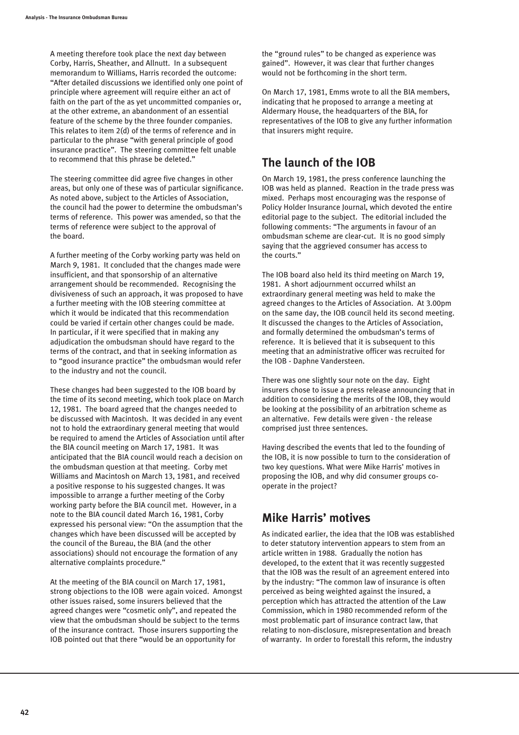A meeting therefore took place the next day between Corby, Harris, Sheather, and Allnutt. In a subsequent memorandum to Williams, Harris recorded the outcome: "After detailed discussions we identified only one point of principle where agreement will require either an act of faith on the part of the as yet uncommitted companies or, at the other extreme, an abandonment of an essential feature of the scheme by the three founder companies. This relates to item 2(d) of the terms of reference and in particular to the phrase "with general principle of good insurance practice". The steering committee felt unable to recommend that this phrase be deleted."

The steering committee did agree five changes in other areas, but only one of these was of particular significance. As noted above, subject to the Articles of Association, the council had the power to determine the ombudsman's terms of reference. This power was amended, so that the terms of reference were subject to the approval of the board.

A further meeting of the Corby working party was held on March 9, 1981. It concluded that the changes made were insufficient, and that sponsorship of an alternative arrangement should be recommended. Recognising the divisiveness of such an approach, it was proposed to have a further meeting with the IOB steering committee at which it would be indicated that this recommendation could be varied if certain other changes could be made. In particular, if it were specified that in making any adjudication the ombudsman should have regard to the terms of the contract, and that in seeking information as to "good insurance practice" the ombudsman would refer to the industry and not the council.

These changes had been suggested to the IOB board by the time of its second meeting, which took place on March 12, 1981. The board agreed that the changes needed to be discussed with Macintosh. It was decided in any event not to hold the extraordinary general meeting that would be required to amend the Articles of Association until after the BIA council meeting on March 17, 1981. It was anticipated that the BIA council would reach a decision on the ombudsman question at that meeting. Corby met Williams and Macintosh on March 13, 1981, and received a positive response to his suggested changes. It was impossible to arrange a further meeting of the Corby working party before the BIA council met. However, in a note to the BIA council dated March 16, 1981, Corby expressed his personal view: "On the assumption that the changes which have been discussed will be accepted by the council of the Bureau, the BIA (and the other associations) should not encourage the formation of any alternative complaints procedure."

At the meeting of the BIA council on March 17, 1981, strong objections to the IOB were again voiced. Amongst other issues raised, some insurers believed that the agreed changes were "cosmetic only", and repeated the view that the ombudsman should be subject to the terms of the insurance contract. Those insurers supporting the IOB pointed out that there "would be an opportunity for the "ground rules" to be changed as experience was gained". However, it was clear that further changes would not be forthcoming in the short term.

On March 17, 1981, Emms wrote to all the BIA members, indicating that he proposed to arrange a meeting at Aldermary House, the headquarters of the BIA, for representatives of the IOB to give any further information that insurers might require.

## The launch of the IOB

On March 19, 1981, the press conference launching the IOB was held as planned. Reaction in the trade press was mixed. Perhaps most encouraging was the response of Policy Holder Insurance Journal, which devoted the entire editorial page to the subject. The editorial included the following comments: "The arguments in favour of an ombudsman scheme are clear-cut. It is no good simply saying that the aggrieved consumer has access to the courts."

The IOB board also held its third meeting on March 19, 1981. A short adjournment occurred whilst an extraordinary general meeting was held to make the agreed changes to the Articles of Association. At 3.00pm on the same day, the IOB council held its second meeting. It discussed the changes to the Articles of Association, and formally determined the ombudsman's terms of reference. It is believed that it is subsequent to this meeting that an administrative officer was recruited for the IOB - Daphne Vandersteen.

There was one slightly sour note on the day. Eight insurers chose to issue a press release announcing that in addition to considering the merits of the IOB, they would be looking at the possibility of an arbitration scheme as an alternative. Few details were given - the release comprised just three sentences.

Having described the events that led to the founding of the IOB, it is now possible to turn to the consideration of two key questions. What were Mike Harris' motives in proposing the IOB, and why did consumer groups co-operate in the project?

## Mike Harris' motives

As indicated earlier, the idea that the IOB was established to deter statutory intervention appears to stem from an article written in 1988. Gradually the notion has developed, to the extent that it was recently suggested that the IOB was the result of an agreement entered into by the industry: "The common law of insurance is often perceived as being weighted against the insured, a perception which has attracted the attention of the Law Commission, which in 1980 recommended reform of the most problematic part of insurance contract law, that relating to non-disclosure, misrepresentation and breach of warranty. In order to forestall this reform, the industry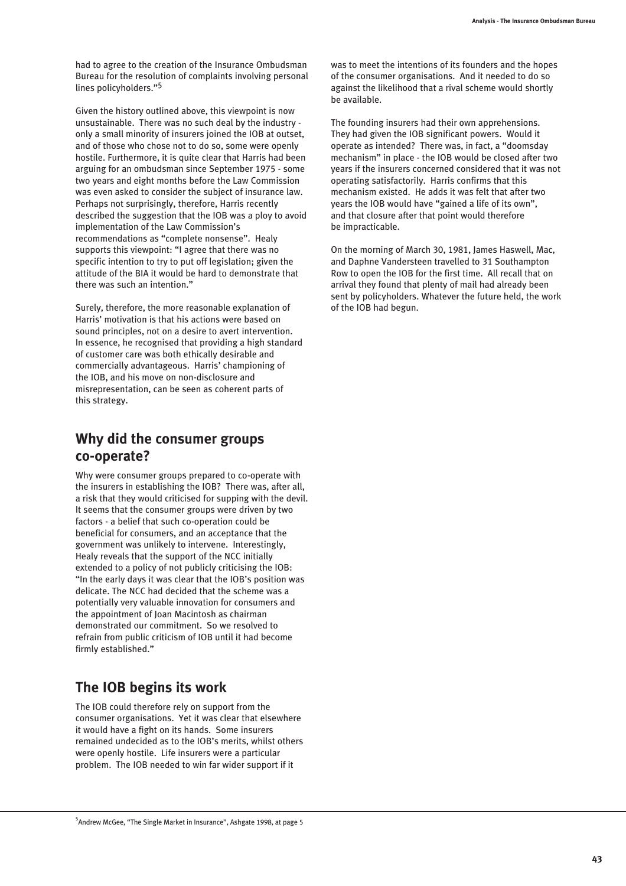had to agree to the creation of the Insurance Ombudsman Bureau for the resolution of complaints involving personal lines policyholders."[5]

Given the history outlined above, this viewpoint is now unsustainable. There was no such deal by the industry - only a small minority of insurers joined the IOB at outset, and of those who chose not to do so, some were openly hostile. Furthermore, it is quite clear that Harris had been arguing for an ombudsman since September 1975 - some two years and eight months before the Law Commission was even asked to consider the subject of insurance law. Perhaps not surprisingly, therefore, Harris recently described the suggestion that the IOB was a ploy to avoid implementation of the Law Commission's recommendations as "complete nonsense". Healy supports this viewpoint: "I agree that there was no specific intention to try to put off legislation; given the attitude of the BIA it would be hard to demonstrate that there was such an intention."

Surely, therefore, the more reasonable explanation of Harris' motivation is that his actions were based on sound principles, not on a desire to avert intervention. In essence, he recognised that providing a high standard of customer care was both ethically desirable and commercially advantageous. Harris' championing of the IOB, and his move on non-disclosure and misrepresentation, can be seen as coherent parts of this strategy.

## Why did the consumer groups co-operate?

Why were consumer groups prepared to co-operate with the insurers in establishing the IOB? There was, after all, a risk that they would criticised for supping with the devil. It seems that the consumer groups were driven by two factors - a belief that such co-operation could be beneficial for consumers, and an acceptance that the government was unlikely to intervene. Interestingly, Healy reveals that the support of the NCC initially extended to a policy of not publicly criticising the IOB: "In the early days it was clear that the IOB's position was delicate. The NCC had decided that the scheme was a potentially very valuable innovation for consumers and the appointment of Joan Macintosh as chairman demonstrated our commitment. So we resolved to refrain from public criticism of IOB until it had become firmly established."

## The IOB begins its work

The IOB could therefore rely on support from the consumer organisations. Yet it was clear that elsewhere it would have a fight on its hands. Some insurers remained undecided as to the IOB's merits, whilst others were openly hostile. Life insurers were a particular problem. The IOB needed to win far wider support if it was to meet the intentions of its founders and the hopes of the consumer organisations. And it needed to do so against the likelihood that a rival scheme would shortly be available.

The founding insurers had their own apprehensions. They had given the IOB significant powers. Would it operate as intended? There was, in fact, a "doomsday mechanism" in place - the IOB would be closed after two years if the insurers concerned considered that it was not operating satisfactorily. Harris confirms that this mechanism existed. He adds it was felt that after two years the IOB would have "gained a life of its own", and that closure after that point would therefore be impracticable.

On the morning of March 30, 1981, James Haswell, Mac, and Daphne Vandersteen travelled to 31 Southampton Row to open the IOB for the first time. All recall that on arrival they found that plenty of mail had already been sent by policyholders. Whatever the future held, the work of the IOB had begun.

[5] Andrew McGee, "The Single Market in Insurance", Ashgate 1998, at page 5